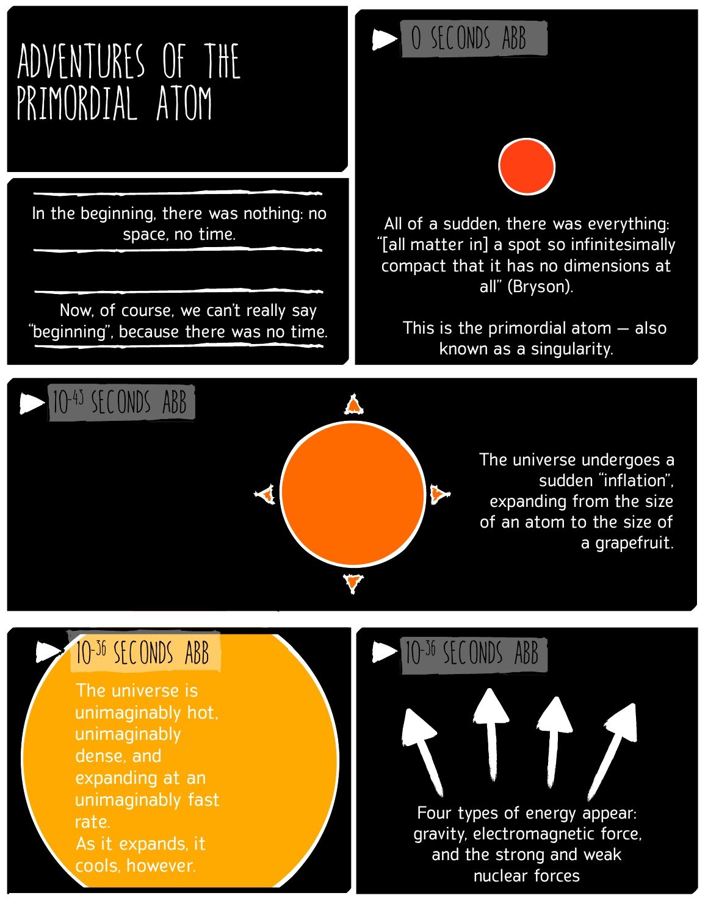# ADVENTURES OF THE PRIMORDIAL ATOM

In the beginning, there was nothing: no space, no time.

Now, of course, we can't really say "beginning", because there was no time.

## 0 SECONDS ABB

All of a sudden, there was everything: "[all matter in] a spot so infinitesimally compact that it has no dimensions at all" (Bryson).

This is the primordial atom — also known as a singularity.

## $10^{-43}$ SECONDS ABB

The universe undergoes a sudden "inflation", expanding from the size of an atom to the size of a grapefruit.

## $10^{-36}$ SECONDS ABB

The universe is unimaginably hot, unimaginably dense, and expanding at an unimaginably fast rate.
As it expands, it cools, however.

## $10^{-36}$ SECONDS ABB

Four types of energy appear: gravity, electromagnetic force, and the strong and weak nuclear forces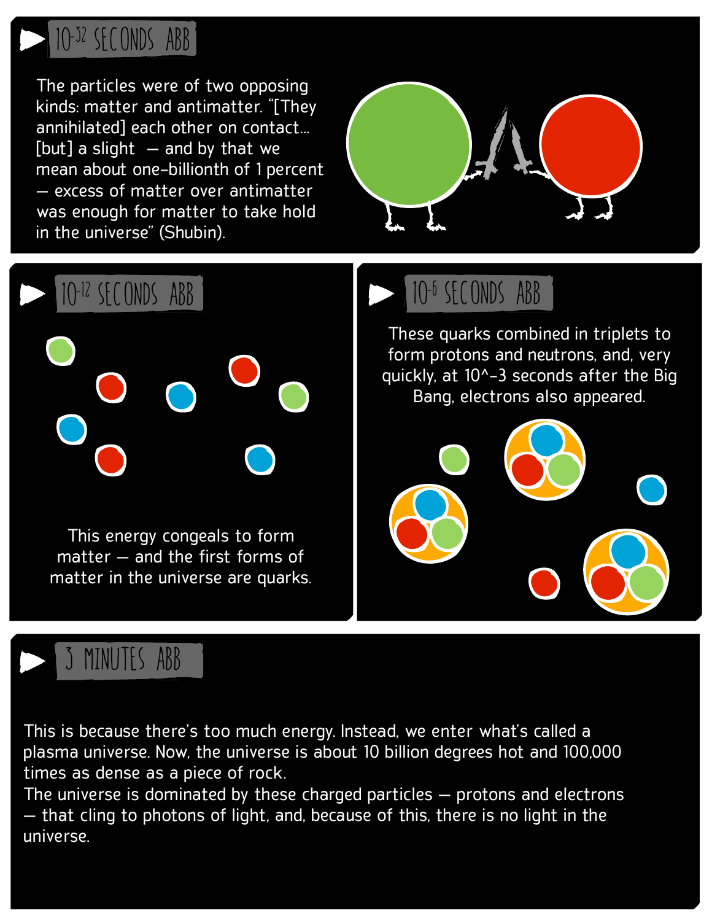## $10^{-32}$ SECONDS ABB

The particles were of two opposing kinds: matter and antimatter. "[They annihilated] each other on contact... [but] a slight — and by that we mean about one-billionth of 1 percent — excess of matter over antimatter was enough for matter to take hold in the universe" (Shubin).

## $10^{-12}$ SECONDS ABB

This energy congeals to form matter — and the first forms of matter in the universe are quarks.

## $10^{-6}$ SECONDS ABB

These quarks combined in triplets to form protons and neutrons, and, very quickly, at 10^-3 seconds after the Big Bang, electrons also appeared.

## 3 MINUTES ABB

This is because there's too much energy. Instead, we enter what's called a plasma universe. Now, the universe is about 10 billion degrees hot and 100,000 times as dense as a piece of rock.

The universe is dominated by these charged particles — protons and electrons — that cling to photons of light, and, because of this, there is no light in the universe.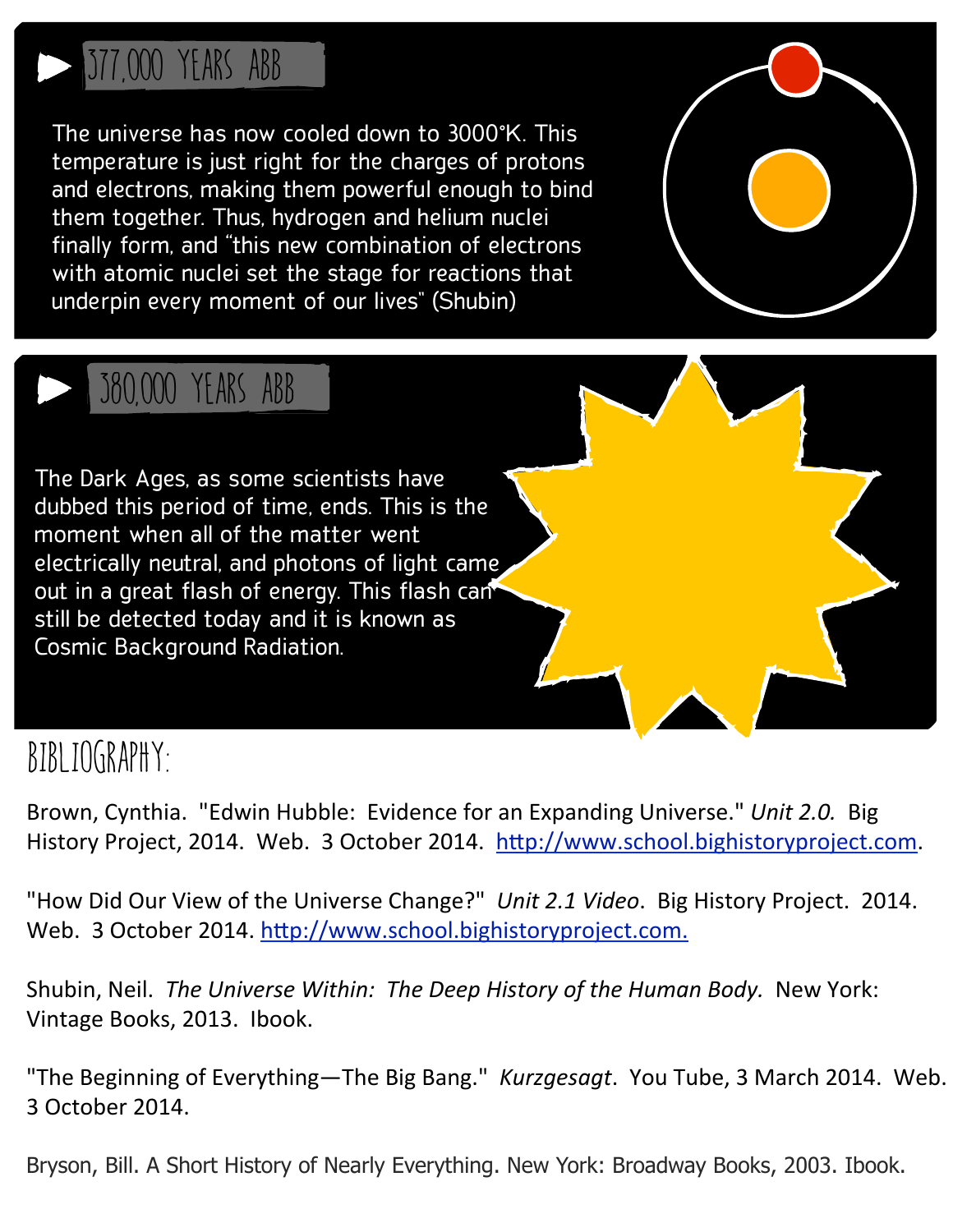## 377,000 YEARS ABB

The universe has now cooled down to 3000°K. This temperature is just right for the charges of protons and electrons, making them powerful enough to bind them together. Thus, hydrogen and helium nuclei finally form, and "this new combination of electrons with atomic nuclei set the stage for reactions that underpin every moment of our lives" (Shubin)

## 380,000 YEARS ABB

The Dark Ages, as some scientists have dubbed this period of time, ends. This is the moment when all of the matter went electrically neutral, and photons of light came out in a great flash of energy. This flash can still be detected today and it is known as Cosmic Background Radiation.

# BIBLIOGRAPHY:

Brown, Cynthia. "Edwin Hubble: Evidence for an Expanding Universe." *Unit 2.0.* Big History Project, 2014. Web. 3 October 2014. http://www.school.bighistoryproject.com.

"How Did Our View of the Universe Change?" *Unit 2.1 Video*. Big History Project. 2014. Web. 3 October 2014. http://www.school.bighistoryproject.com.

Shubin, Neil. *The Universe Within: The Deep History of the Human Body.* New York: Vintage Books, 2013. Ibook.

"The Beginning of Everything—The Big Bang." *Kurzgesagt*. You Tube, 3 March 2014. Web. 3 October 2014.

Bryson, Bill. A Short History of Nearly Everything. New York: Broadway Books, 2003. Ibook.